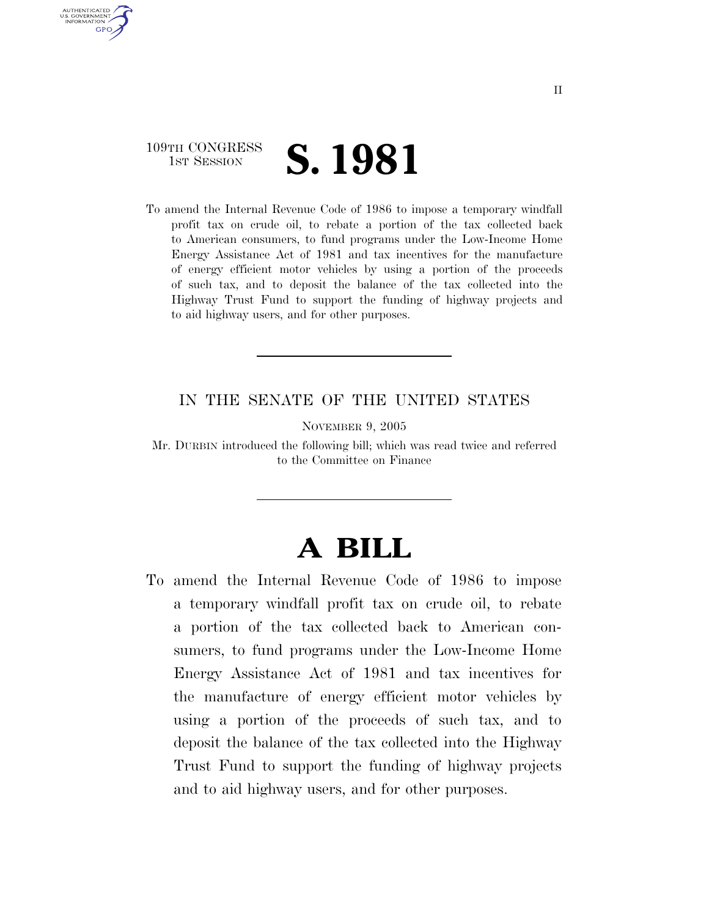109TH CONGRESS
1ST SESSION

# S. 1981

To amend the Internal Revenue Code of 1986 to impose a temporary windfall profit tax on crude oil, to rebate a portion of the tax collected back to American consumers, to fund programs under the Low-Income Home Energy Assistance Act of 1981 and tax incentives for the manufacture of energy efficient motor vehicles by using a portion of the proceeds of such tax, and to deposit the balance of the tax collected into the Highway Trust Fund to support the funding of highway projects and to aid highway users, and for other purposes.

---

IN THE SENATE OF THE UNITED STATES

NOVEMBER 9, 2005

Mr. DURBIN introduced the following bill; which was read twice and referred to the Committee on Finance

---

# A BILL

To amend the Internal Revenue Code of 1986 to impose a temporary windfall profit tax on crude oil, to rebate a portion of the tax collected back to American consumers, to fund programs under the Low-Income Home Energy Assistance Act of 1981 and tax incentives for the manufacture of energy efficient motor vehicles by using a portion of the proceeds of such tax, and to deposit the balance of the tax collected into the Highway Trust Fund to support the funding of highway projects and to aid highway users, and for other purposes.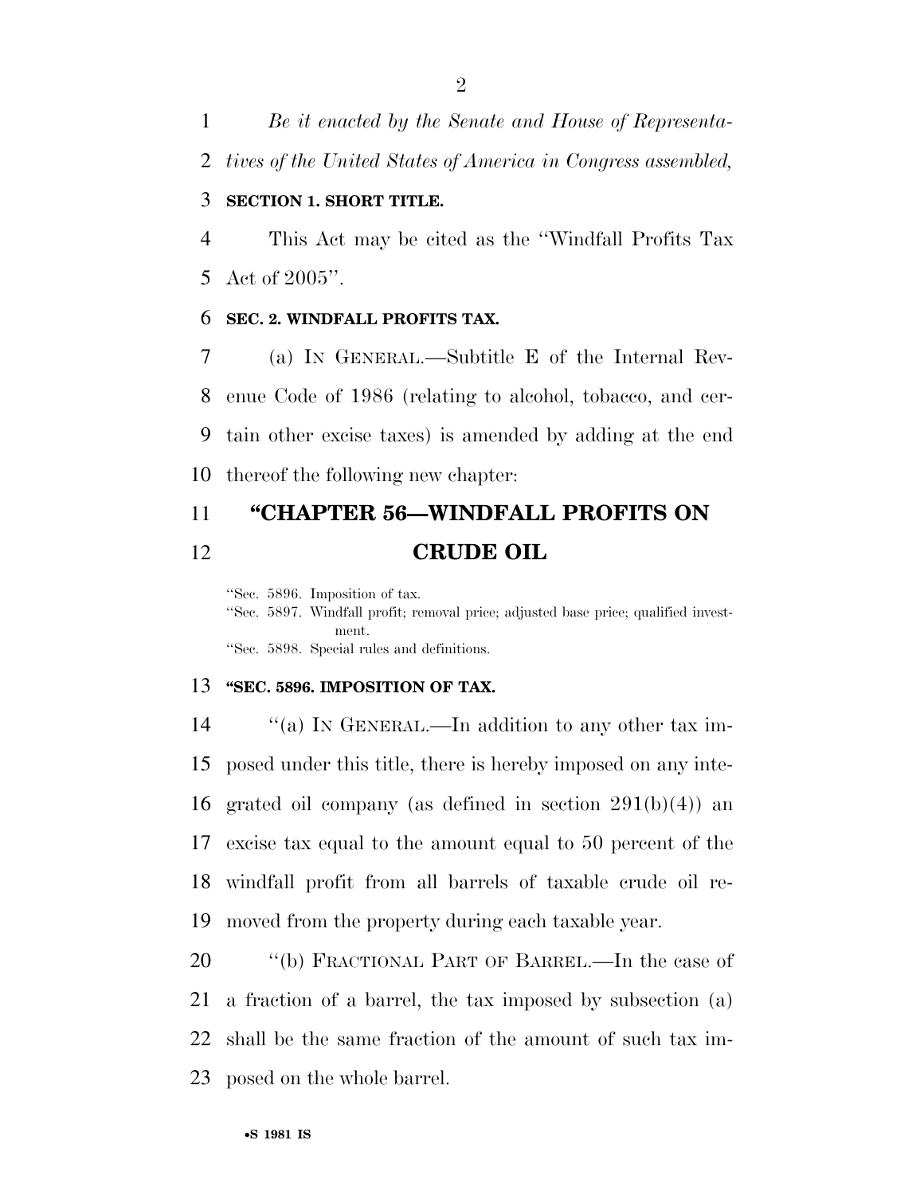*Be it enacted by the Senate and House of Representatives of the United States of America in Congress assembled,*

**SECTION 1. SHORT TITLE.**

This Act may be cited as the ''Windfall Profits Tax Act of 2005''.

**SEC. 2. WINDFALL PROFITS TAX.**

(a) IN GENERAL.—Subtitle E of the Internal Revenue Code of 1986 (relating to alcohol, tobacco, and certain other excise taxes) is amended by adding at the end thereof the following new chapter:

## ''CHAPTER 56—WINDFALL PROFITS ON CRUDE OIL

''Sec. 5896. Imposition of tax.
''Sec. 5897. Windfall profit; removal price; adjusted base price; qualified investment.
''Sec. 5898. Special rules and definitions.

**''SEC. 5896. IMPOSITION OF TAX.**

''(a) IN GENERAL.—In addition to any other tax imposed under this title, there is hereby imposed on any integrated oil company (as defined in section 291(b)(4)) an excise tax equal to the amount equal to 50 percent of the windfall profit from all barrels of taxable crude oil removed from the property during each taxable year.

''(b) FRACTIONAL PART OF BARREL.—In the case of a fraction of a barrel, the tax imposed by subsection (a) shall be the same fraction of the amount of such tax imposed on the whole barrel.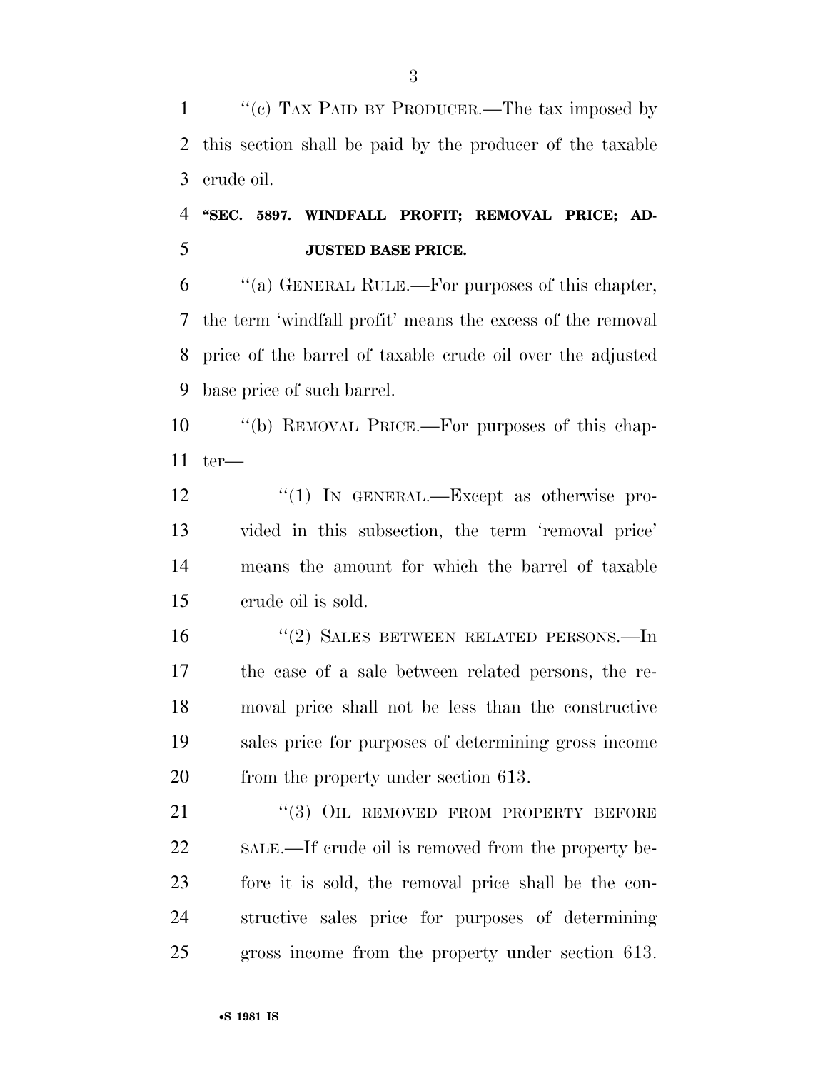"(c) TAX PAID BY PRODUCER.—The tax imposed by this section shall be paid by the producer of the taxable crude oil.

**"SEC. 5897. WINDFALL PROFIT; REMOVAL PRICE; ADJUSTED BASE PRICE.**

"(a) GENERAL RULE.—For purposes of this chapter, the term 'windfall profit' means the excess of the removal price of the barrel of taxable crude oil over the adjusted base price of such barrel.

"(b) REMOVAL PRICE.—For purposes of this chapter—

"(1) IN GENERAL.—Except as otherwise provided in this subsection, the term 'removal price' means the amount for which the barrel of taxable crude oil is sold.

"(2) SALES BETWEEN RELATED PERSONS.—In the case of a sale between related persons, the removal price shall not be less than the constructive sales price for purposes of determining gross income from the property under section 613.

"(3) OIL REMOVED FROM PROPERTY BEFORE SALE.—If crude oil is removed from the property before it is sold, the removal price shall be the constructive sales price for purposes of determining gross income from the property under section 613.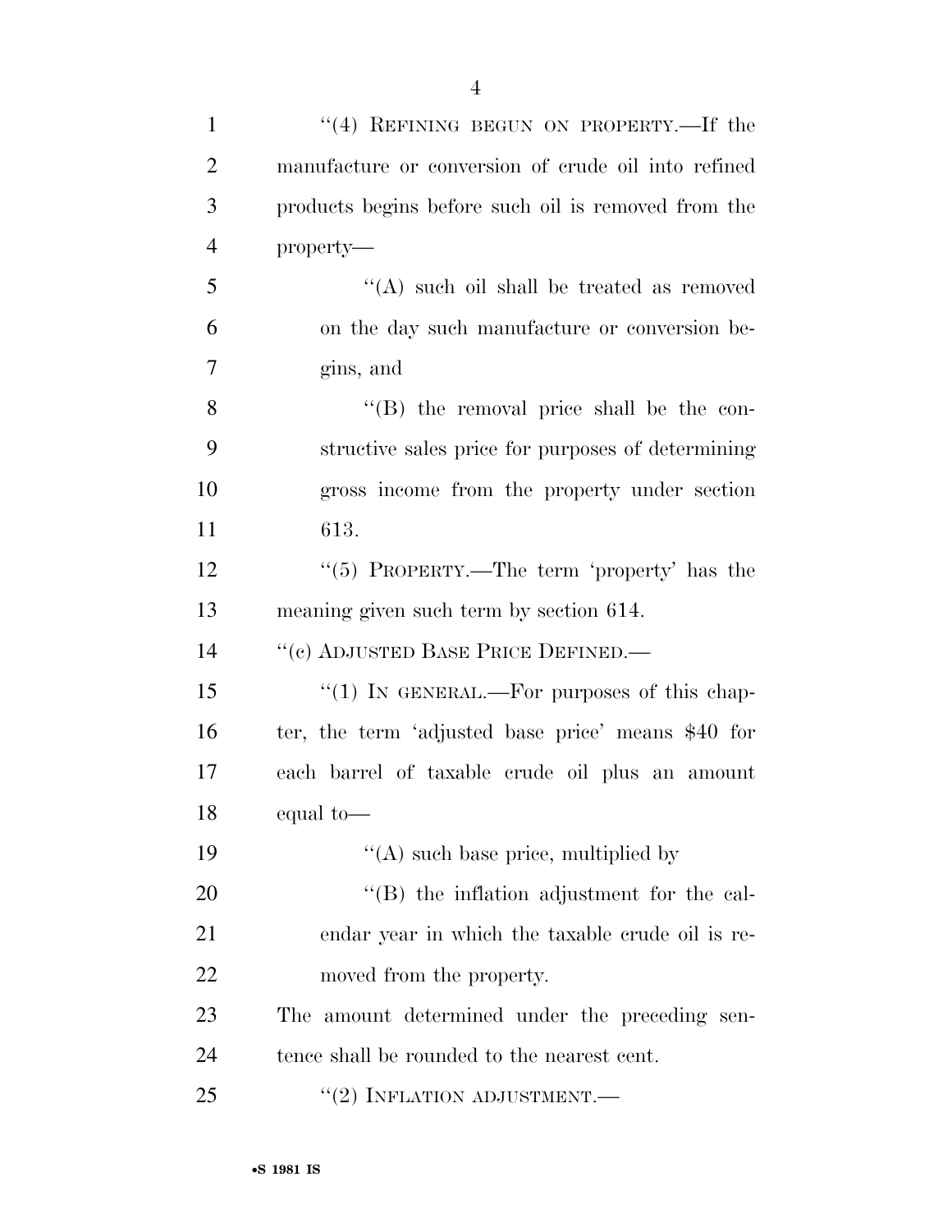"(4) REFINING BEGUN ON PROPERTY.—If the manufacture or conversion of crude oil into refined products begins before such oil is removed from the property—

"(A) such oil shall be treated as removed on the day such manufacture or conversion begins, and

"(B) the removal price shall be the constructive sales price for purposes of determining gross income from the property under section 613.

"(5) PROPERTY.—The term 'property' has the meaning given such term by section 614.

"(c) ADJUSTED BASE PRICE DEFINED.—

"(1) IN GENERAL.—For purposes of this chapter, the term 'adjusted base price' means $40 for each barrel of taxable crude oil plus an amount equal to—

"(A) such base price, multiplied by

"(B) the inflation adjustment for the calendar year in which the taxable crude oil is removed from the property.

The amount determined under the preceding sentence shall be rounded to the nearest cent.

"(2) INFLATION ADJUSTMENT.—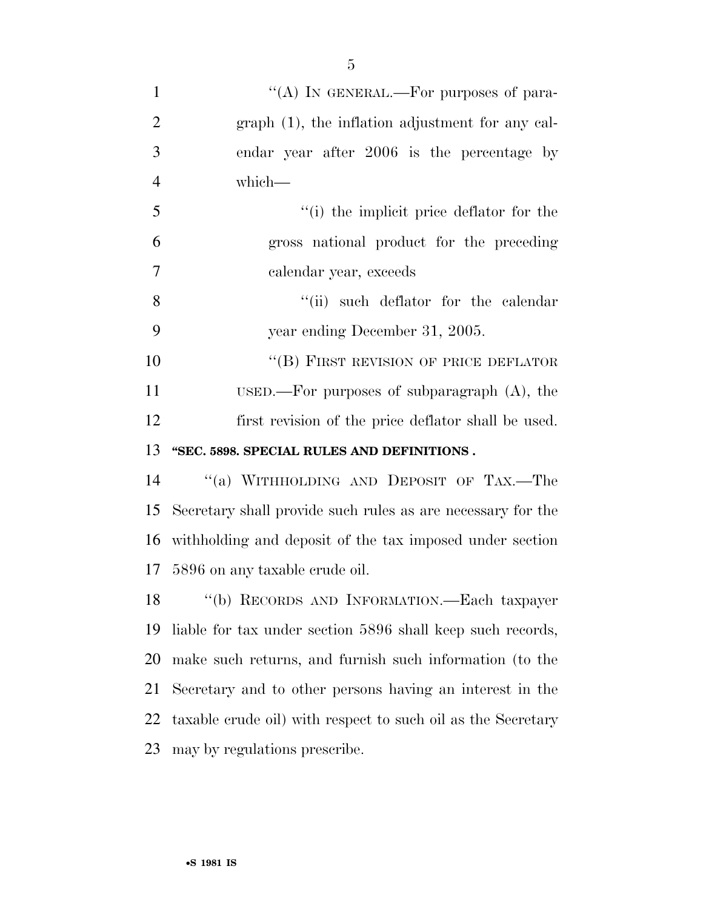"(A) IN GENERAL.—For purposes of paragraph (1), the inflation adjustment for any calendar year after 2006 is the percentage by which—

"(i) the implicit price deflator for the gross national product for the preceding calendar year, exceeds

"(ii) such deflator for the calendar year ending December 31, 2005.

"(B) FIRST REVISION OF PRICE DEFLATOR USED.—For purposes of subparagraph (A), the first revision of the price deflator shall be used.

**"SEC. 5898. SPECIAL RULES AND DEFINITIONS .**

"(a) WITHHOLDING AND DEPOSIT OF TAX.—The Secretary shall provide such rules as are necessary for the withholding and deposit of the tax imposed under section 5896 on any taxable crude oil.

"(b) RECORDS AND INFORMATION.—Each taxpayer liable for tax under section 5896 shall keep such records, make such returns, and furnish such information (to the Secretary and to other persons having an interest in the taxable crude oil) with respect to such oil as the Secretary may by regulations prescribe.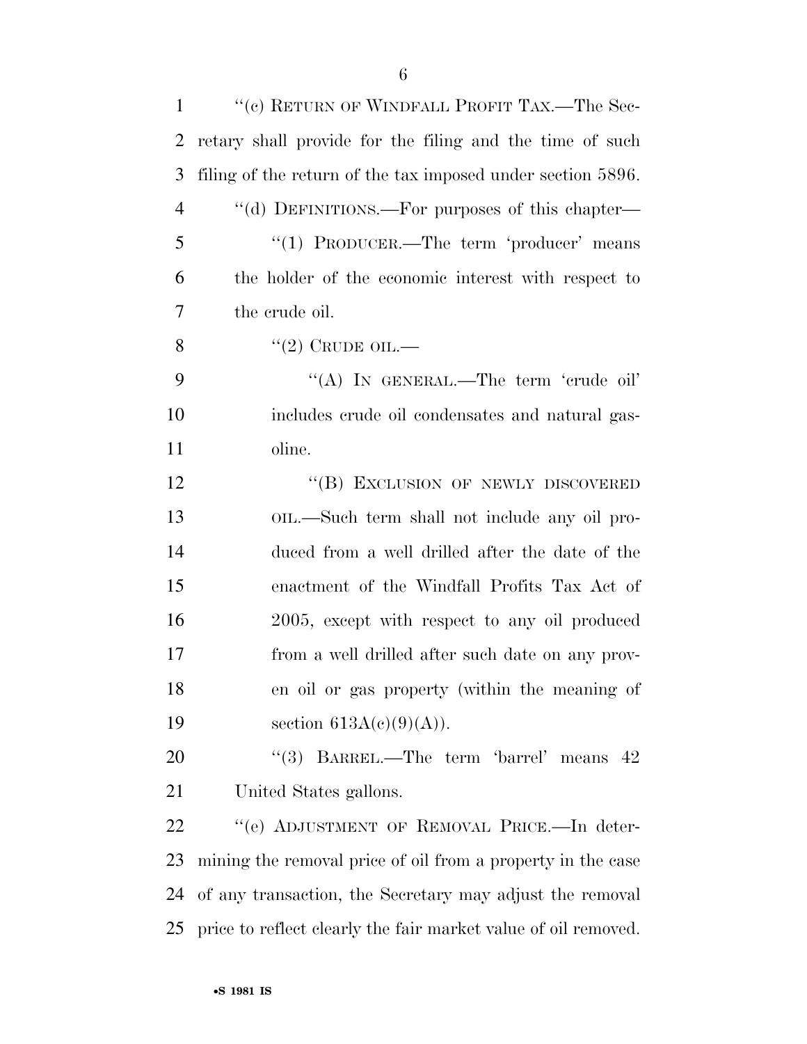"(c) RETURN OF WINDFALL PROFIT TAX.—The Secretary shall provide for the filing and the time of such filing of the return of the tax imposed under section 5896.

"(d) DEFINITIONS.—For purposes of this chapter—

"(1) PRODUCER.—The term 'producer' means the holder of the economic interest with respect to the crude oil.

"(2) CRUDE OIL.—

"(A) IN GENERAL.—The term 'crude oil' includes crude oil condensates and natural gasoline.

"(B) EXCLUSION OF NEWLY DISCOVERED OIL.—Such term shall not include any oil produced from a well drilled after the date of the enactment of the Windfall Profits Tax Act of 2005, except with respect to any oil produced from a well drilled after such date on any proven oil or gas property (within the meaning of section 613A(c)(9)(A)).

"(3) BARREL.—The term 'barrel' means 42 United States gallons.

"(e) ADJUSTMENT OF REMOVAL PRICE.—In determining the removal price of oil from a property in the case of any transaction, the Secretary may adjust the removal price to reflect clearly the fair market value of oil removed.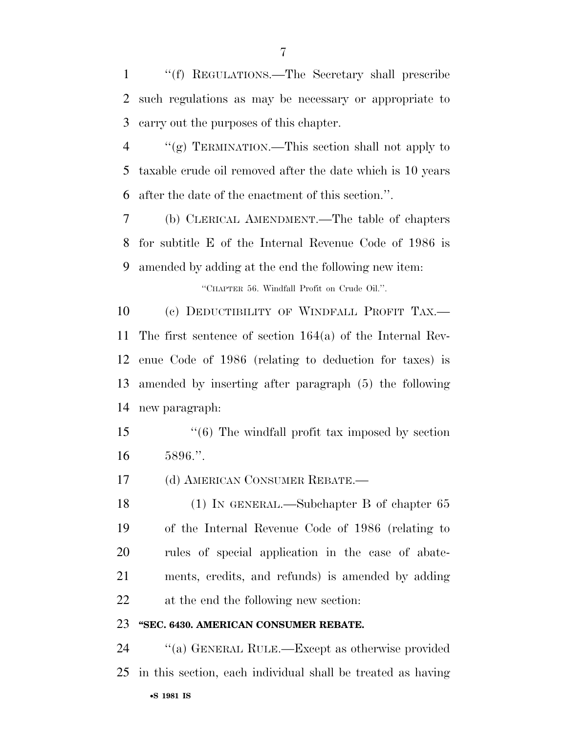"(f) REGULATIONS.—The Secretary shall prescribe such regulations as may be necessary or appropriate to carry out the purposes of this chapter.

"(g) TERMINATION.—This section shall not apply to taxable crude oil removed after the date which is 10 years after the date of the enactment of this section.".

(b) CLERICAL AMENDMENT.—The table of chapters for subtitle E of the Internal Revenue Code of 1986 is amended by adding at the end the following new item:

"CHAPTER 56. Windfall Profit on Crude Oil.".

(c) DEDUCTIBILITY OF WINDFALL PROFIT TAX.—The first sentence of section 164(a) of the Internal Revenue Code of 1986 (relating to deduction for taxes) is amended by inserting after paragraph (5) the following new paragraph:

"(6) The windfall profit tax imposed by section 5896.".

(d) AMERICAN CONSUMER REBATE.—

(1) IN GENERAL.—Subchapter B of chapter 65 of the Internal Revenue Code of 1986 (relating to rules of special application in the case of abatements, credits, and refunds) is amended by adding at the end the following new section:

**"SEC. 6430. AMERICAN CONSUMER REBATE.**

"(a) GENERAL RULE.—Except as otherwise provided in this section, each individual shall be treated as having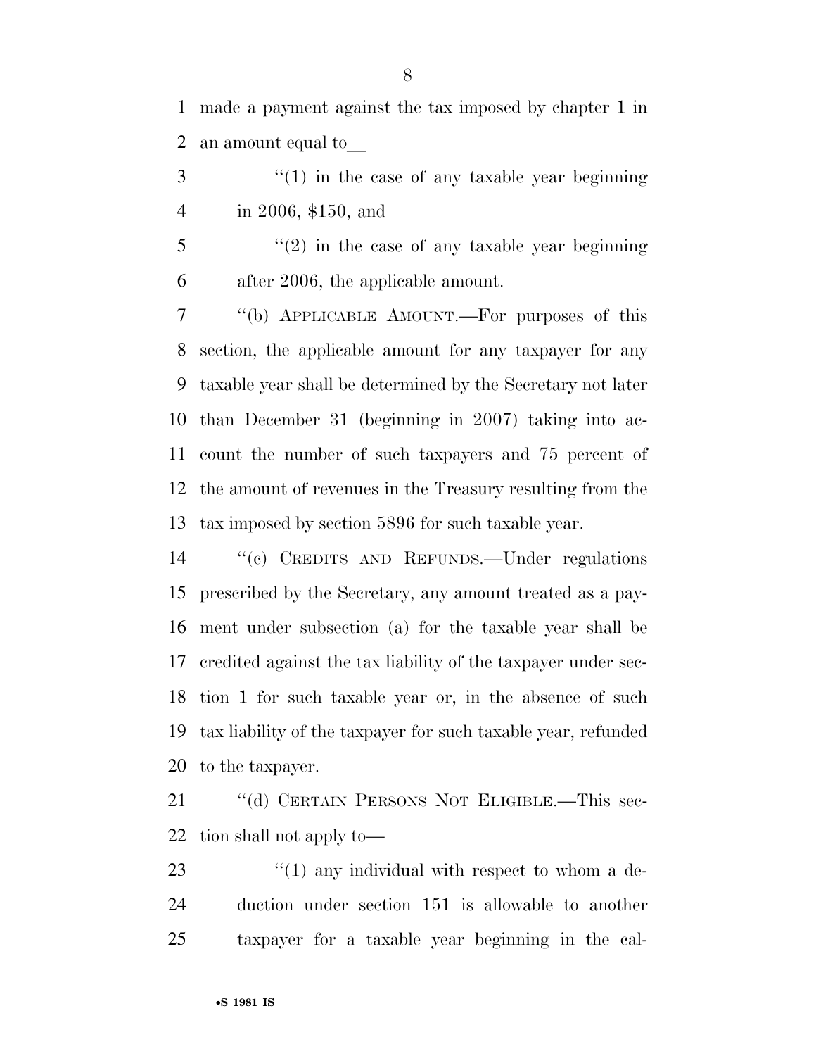made a payment against the tax imposed by chapter 1 in an amount equal to\_\_

''(1) in the case of any taxable year beginning in 2006, $150, and

''(2) in the case of any taxable year beginning after 2006, the applicable amount.

''(b) APPLICABLE AMOUNT.—For purposes of this section, the applicable amount for any taxpayer for any taxable year shall be determined by the Secretary not later than December 31 (beginning in 2007) taking into account the number of such taxpayers and 75 percent of the amount of revenues in the Treasury resulting from the tax imposed by section 5896 for such taxable year.

''(c) CREDITS AND REFUNDS.—Under regulations prescribed by the Secretary, any amount treated as a payment under subsection (a) for the taxable year shall be credited against the tax liability of the taxpayer under section 1 for such taxable year or, in the absence of such tax liability of the taxpayer for such taxable year, refunded to the taxpayer.

''(d) CERTAIN PERSONS NOT ELIGIBLE.—This section shall not apply to—

''(1) any individual with respect to whom a deduction under section 151 is allowable to another taxpayer for a taxable year beginning in the cal-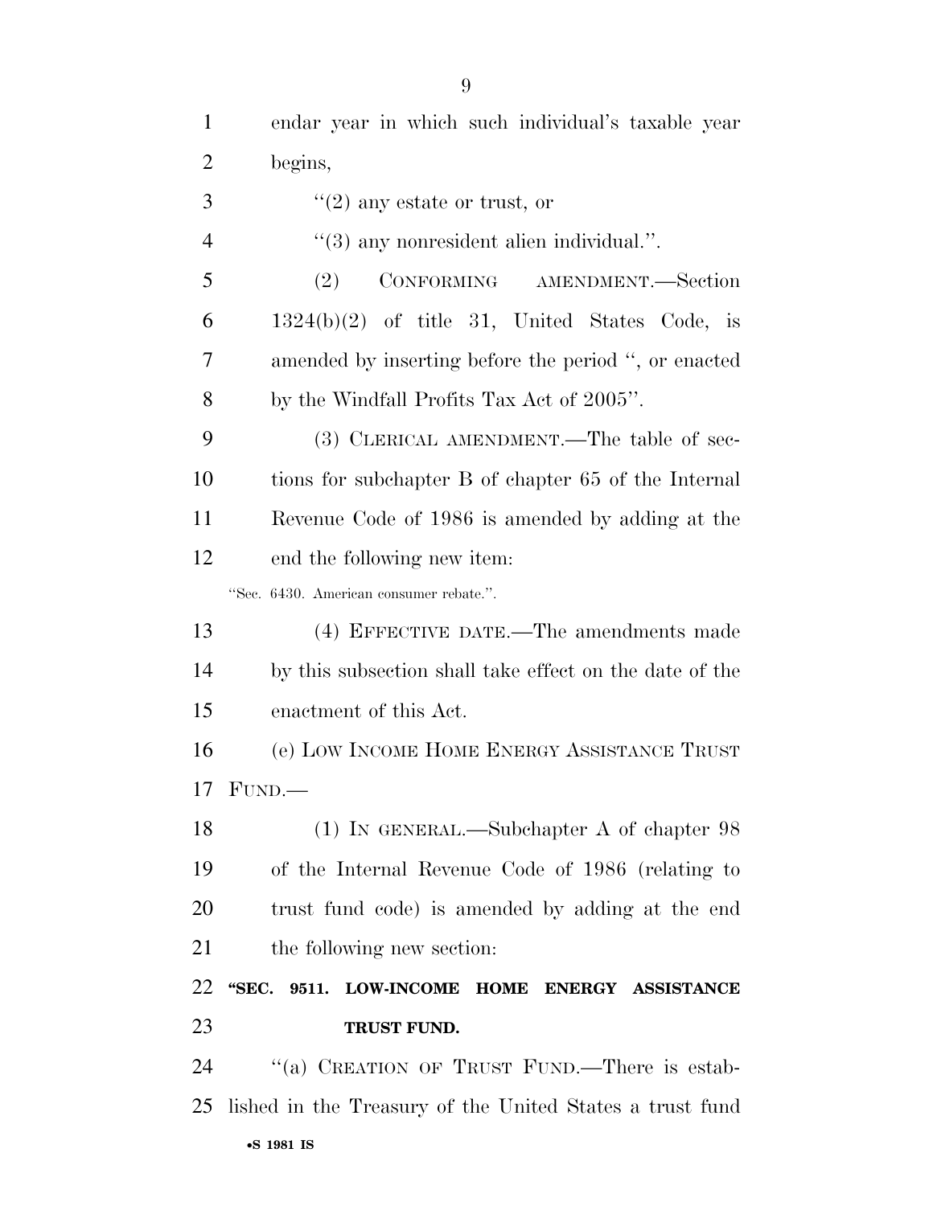endar year in which such individual's taxable year begins,

''(2) any estate or trust, or

''(3) any nonresident alien individual.''.

(2) CONFORMING AMENDMENT.—Section 1324(b)(2) of title 31, United States Code, is amended by inserting before the period '', or enacted by the Windfall Profits Tax Act of 2005''.

(3) CLERICAL AMENDMENT.—The table of sections for subchapter B of chapter 65 of the Internal Revenue Code of 1986 is amended by adding at the end the following new item:

''Sec. 6430. American consumer rebate.''.

(4) EFFECTIVE DATE.—The amendments made by this subsection shall take effect on the date of the enactment of this Act.

(e) LOW INCOME HOME ENERGY ASSISTANCE TRUST FUND.—

(1) IN GENERAL.—Subchapter A of chapter 98 of the Internal Revenue Code of 1986 (relating to trust fund code) is amended by adding at the end the following new section:

**''SEC. 9511. LOW-INCOME HOME ENERGY ASSISTANCE TRUST FUND.**

''(a) CREATION OF TRUST FUND.—There is established in the Treasury of the United States a trust fund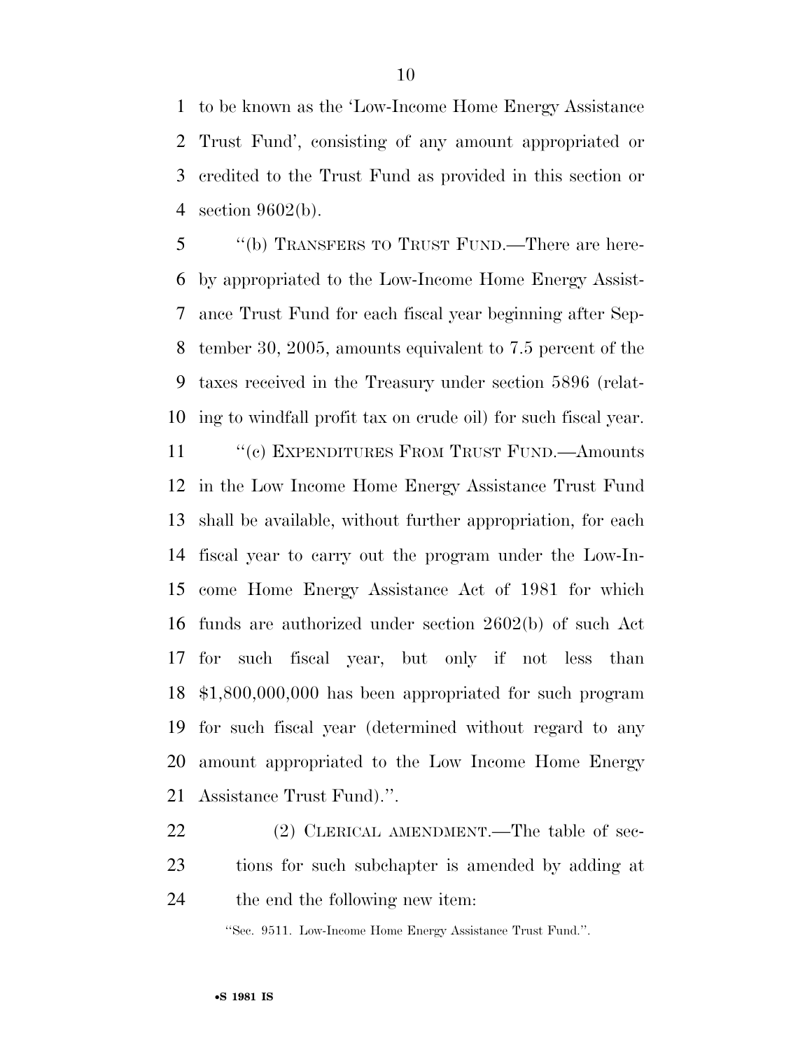to be known as the 'Low-Income Home Energy Assistance Trust Fund', consisting of any amount appropriated or credited to the Trust Fund as provided in this section or section 9602(b).

"(b) TRANSFERS TO TRUST FUND.—There are hereby appropriated to the Low-Income Home Energy Assistance Trust Fund for each fiscal year beginning after September 30, 2005, amounts equivalent to 7.5 percent of the taxes received in the Treasury under section 5896 (relating to windfall profit tax on crude oil) for such fiscal year.

"(c) EXPENDITURES FROM TRUST FUND.—Amounts in the Low Income Home Energy Assistance Trust Fund shall be available, without further appropriation, for each fiscal year to carry out the program under the Low-Income Home Energy Assistance Act of 1981 for which funds are authorized under section 2602(b) of such Act for such fiscal year, but only if not less than $1,800,000,000 has been appropriated for such program for such fiscal year (determined without regard to any amount appropriated to the Low Income Home Energy Assistance Trust Fund).".

(2) CLERICAL AMENDMENT.—The table of sections for such subchapter is amended by adding at the end the following new item:

"Sec. 9511. Low-Income Home Energy Assistance Trust Fund.".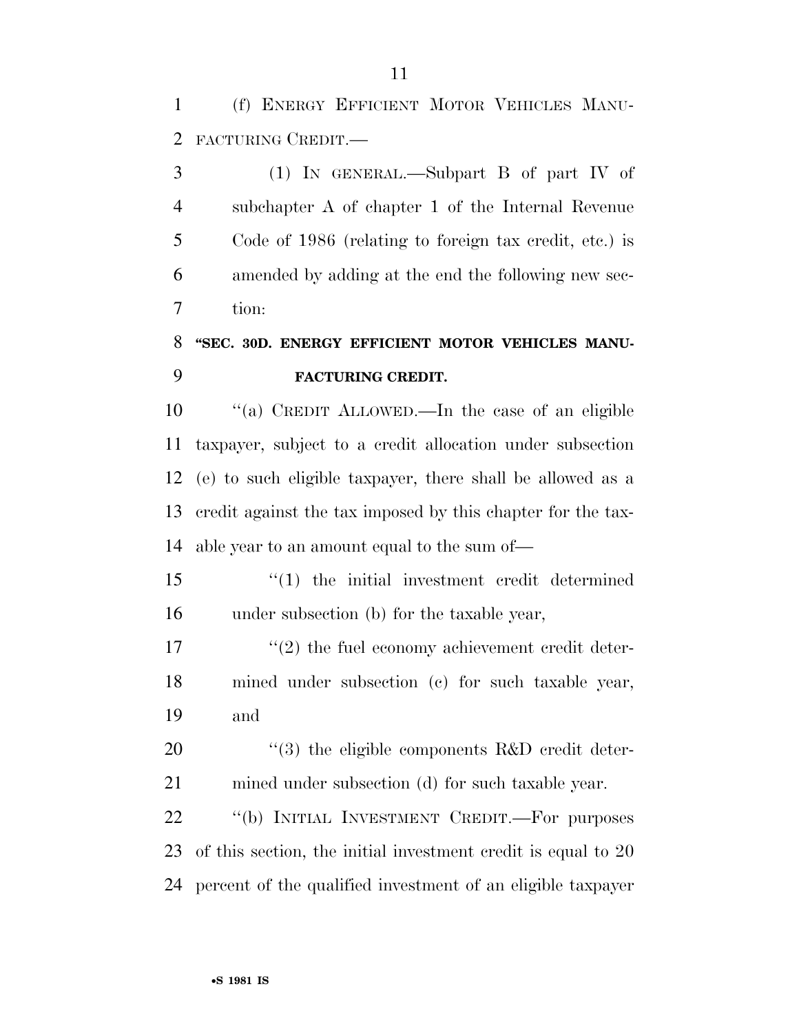(f) ENERGY EFFICIENT MOTOR VEHICLES MANUFACTURING CREDIT.—

(1) IN GENERAL.—Subpart B of part IV of subchapter A of chapter 1 of the Internal Revenue Code of 1986 (relating to foreign tax credit, etc.) is amended by adding at the end the following new section:

**"SEC. 30D. ENERGY EFFICIENT MOTOR VEHICLES MANUFACTURING CREDIT.**

"(a) CREDIT ALLOWED.—In the case of an eligible taxpayer, subject to a credit allocation under subsection (e) to such eligible taxpayer, there shall be allowed as a credit against the tax imposed by this chapter for the taxable year to an amount equal to the sum of—

"(1) the initial investment credit determined under subsection (b) for the taxable year,

"(2) the fuel economy achievement credit determined under subsection (c) for such taxable year, and

"(3) the eligible components R&D credit determined under subsection (d) for such taxable year.

"(b) INITIAL INVESTMENT CREDIT.—For purposes of this section, the initial investment credit is equal to 20 percent of the qualified investment of an eligible taxpayer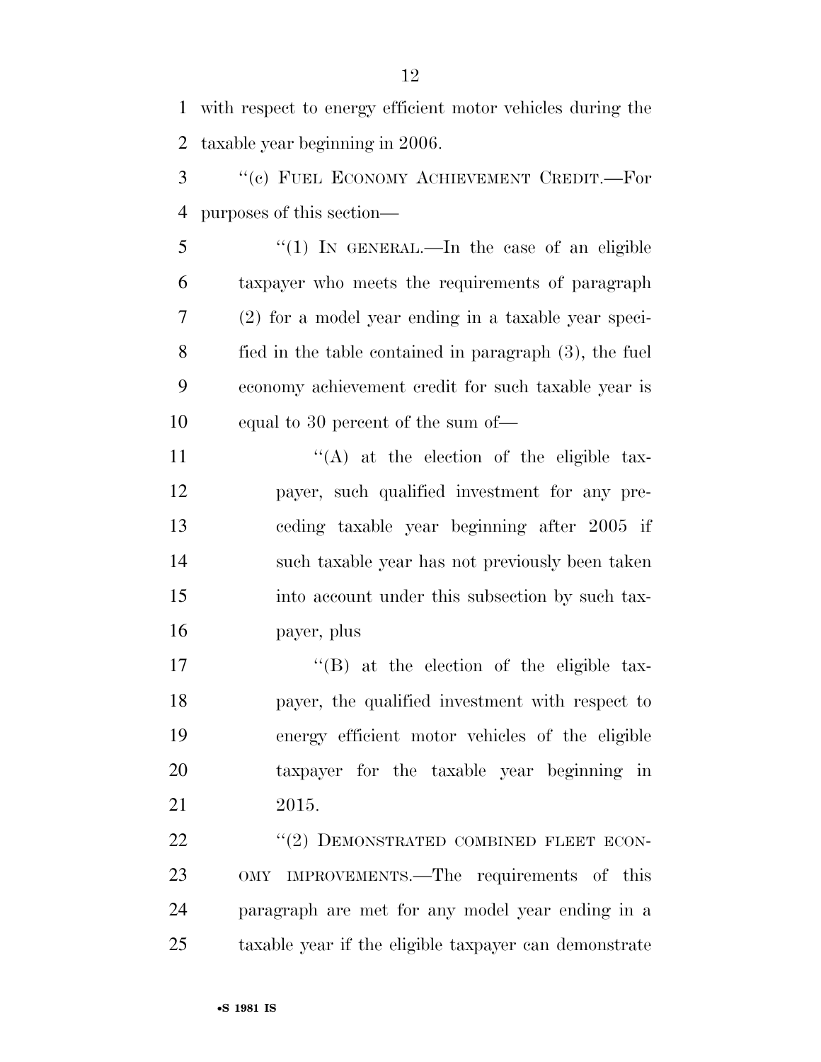with respect to energy efficient motor vehicles during the taxable year beginning in 2006.

"(c) FUEL ECONOMY ACHIEVEMENT CREDIT.—For purposes of this section—

"(1) IN GENERAL.—In the case of an eligible taxpayer who meets the requirements of paragraph (2) for a model year ending in a taxable year specified in the table contained in paragraph (3), the fuel economy achievement credit for such taxable year is equal to 30 percent of the sum of—

"(A) at the election of the eligible taxpayer, such qualified investment for any preceding taxable year beginning after 2005 if such taxable year has not previously been taken into account under this subsection by such taxpayer, plus

"(B) at the election of the eligible taxpayer, the qualified investment with respect to energy efficient motor vehicles of the eligible taxpayer for the taxable year beginning in 2015.

"(2) DEMONSTRATED COMBINED FLEET ECONOMY IMPROVEMENTS.—The requirements of this paragraph are met for any model year ending in a taxable year if the eligible taxpayer can demonstrate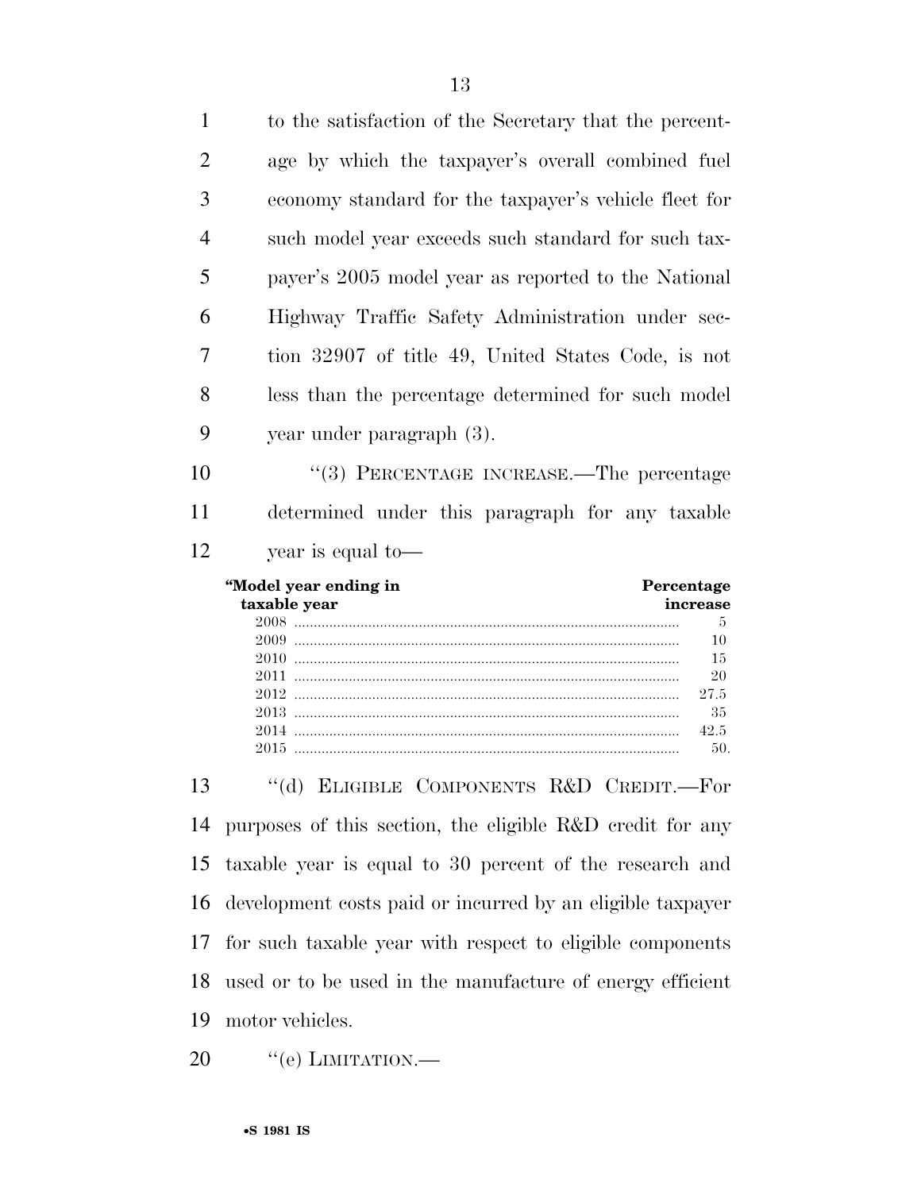to the satisfaction of the Secretary that the percentage by which the taxpayer's overall combined fuel economy standard for the taxpayer's vehicle fleet for such model year exceeds such standard for such taxpayer's 2005 model year as reported to the National Highway Traffic Safety Administration under section 32907 of title 49, United States Code, is not less than the percentage determined for such model year under paragraph (3).

"(3) PERCENTAGE INCREASE.—The percentage determined under this paragraph for any taxable year is equal to—

| "Model year ending in taxable year | Percentage increase |
|---|---|
| 2008 | 5 |
| 2009 | 10 |
| 2010 | 15 |
| 2011 | 20 |
| 2012 | 27.5 |
| 2013 | 35 |
| 2014 | 42.5 |
| 2015 | 50. |

"(d) ELIGIBLE COMPONENTS R&D CREDIT.—For purposes of this section, the eligible R&D credit for any taxable year is equal to 30 percent of the research and development costs paid or incurred by an eligible taxpayer for such taxable year with respect to eligible components used or to be used in the manufacture of energy efficient motor vehicles.

"(e) LIMITATION.—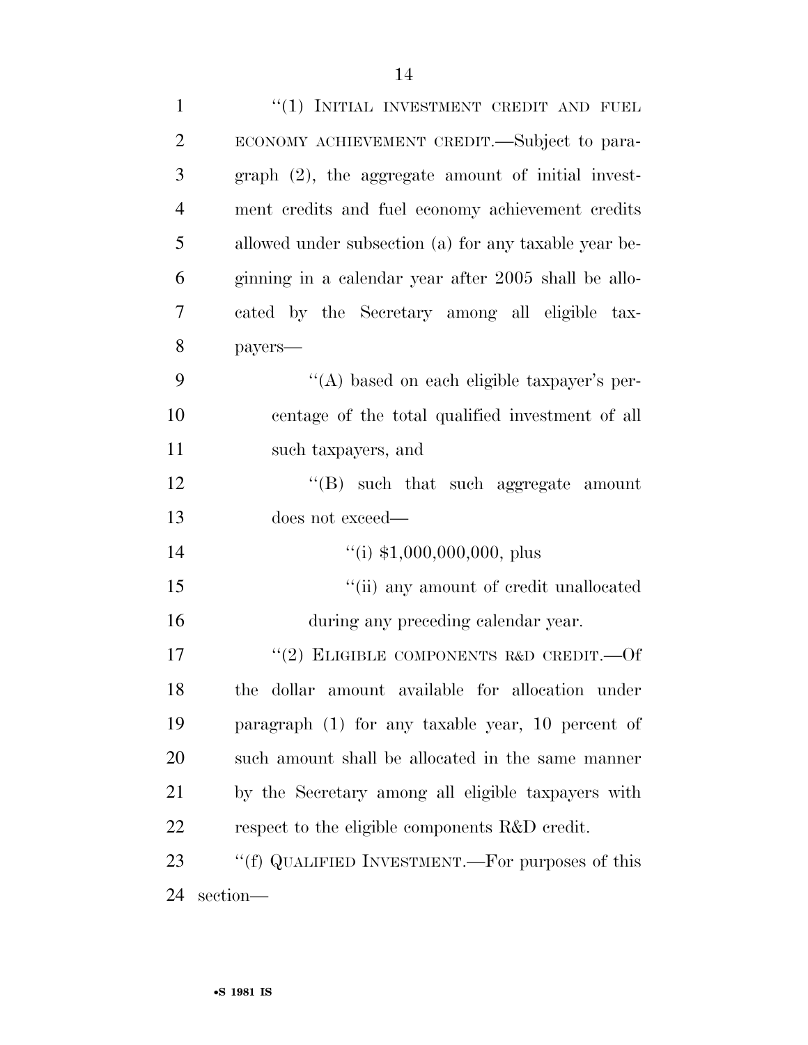"(1) INITIAL INVESTMENT CREDIT AND FUEL ECONOMY ACHIEVEMENT CREDIT.—Subject to paragraph (2), the aggregate amount of initial investment credits and fuel economy achievement credits allowed under subsection (a) for any taxable year beginning in a calendar year after 2005 shall be allocated by the Secretary among all eligible taxpayers—

"(A) based on each eligible taxpayer's percentage of the total qualified investment of all such taxpayers, and

"(B) such that such aggregate amount does not exceed—

"(i) $1,000,000,000, plus

"(ii) any amount of credit unallocated during any preceding calendar year.

"(2) ELIGIBLE COMPONENTS R&D CREDIT.—Of the dollar amount available for allocation under paragraph (1) for any taxable year, 10 percent of such amount shall be allocated in the same manner by the Secretary among all eligible taxpayers with respect to the eligible components R&D credit.

"(f) QUALIFIED INVESTMENT.—For purposes of this section—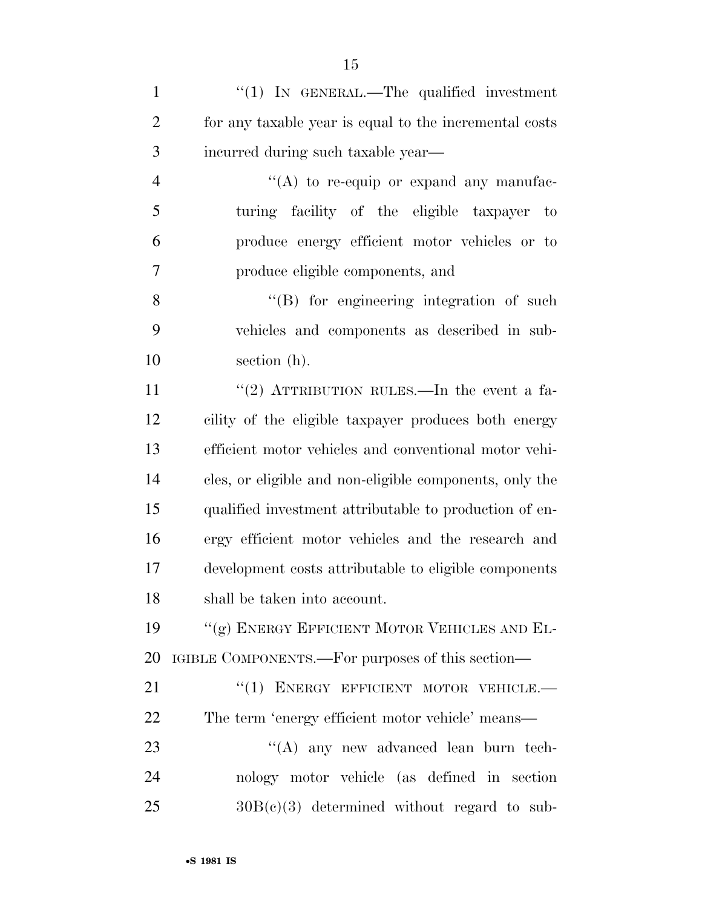"(1) IN GENERAL.—The qualified investment for any taxable year is equal to the incremental costs incurred during such taxable year—

"(A) to re-equip or expand any manufacturing facility of the eligible taxpayer to produce energy efficient motor vehicles or to produce eligible components, and

"(B) for engineering integration of such vehicles and components as described in subsection (h).

"(2) ATTRIBUTION RULES.—In the event a facility of the eligible taxpayer produces both energy efficient motor vehicles and conventional motor vehicles, or eligible and non-eligible components, only the qualified investment attributable to production of energy efficient motor vehicles and the research and development costs attributable to eligible components shall be taken into account.

"(g) ENERGY EFFICIENT MOTOR VEHICLES AND ELIGIBLE COMPONENTS.—For purposes of this section—

"(1) ENERGY EFFICIENT MOTOR VEHICLE.—The term 'energy efficient motor vehicle' means—

"(A) any new advanced lean burn technology motor vehicle (as defined in section 30B(c)(3) determined without regard to sub-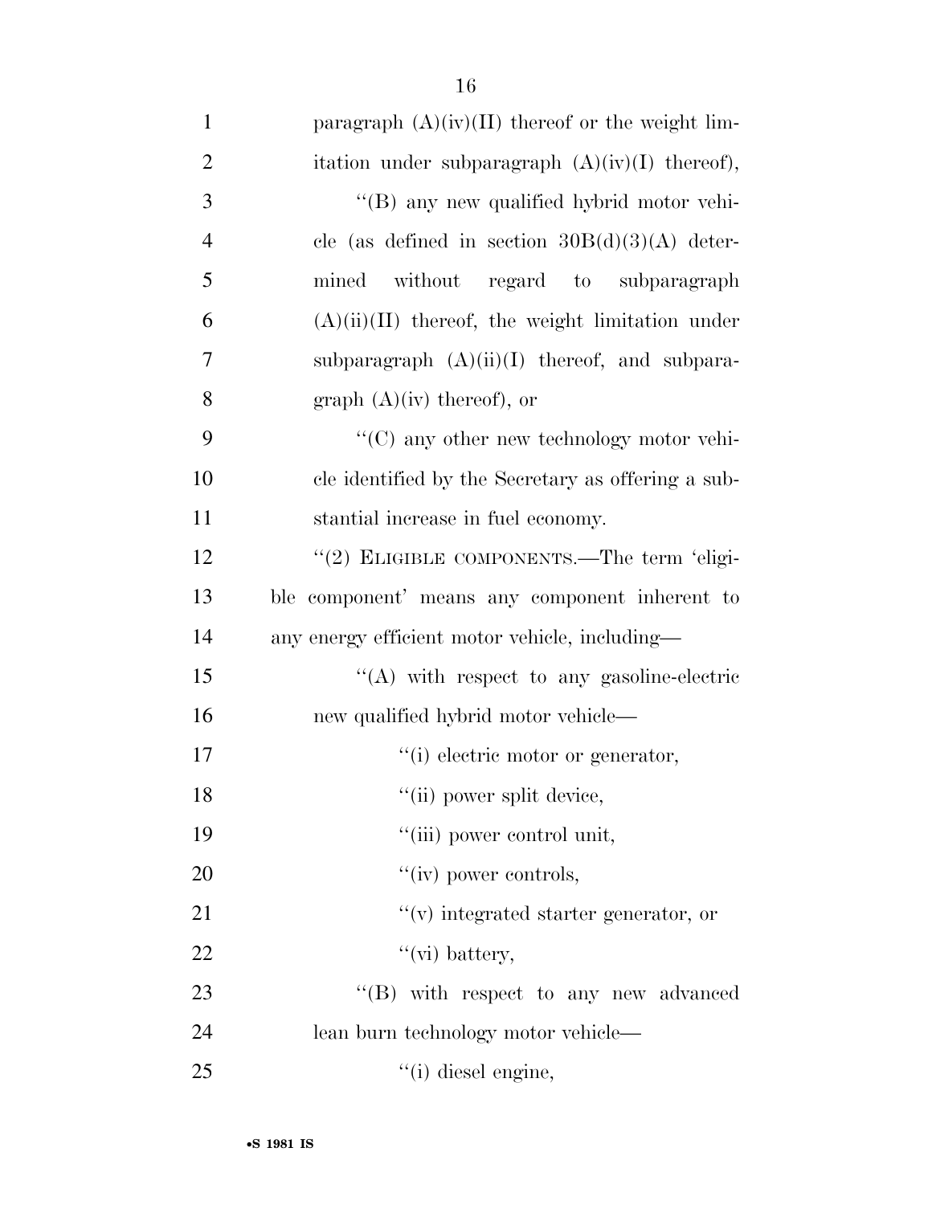paragraph (A)(iv)(II) thereof or the weight limitation under subparagraph (A)(iv)(I) thereof),

"(B) any new qualified hybrid motor vehicle (as defined in section 30B(d)(3)(A) determined without regard to subparagraph (A)(ii)(II) thereof, the weight limitation under subparagraph (A)(ii)(I) thereof, and subparagraph (A)(iv) thereof), or

"(C) any other new technology motor vehicle identified by the Secretary as offering a substantial increase in fuel economy.

"(2) ELIGIBLE COMPONENTS.—The term 'eligible component' means any component inherent to any energy efficient motor vehicle, including—

"(A) with respect to any gasoline-electric new qualified hybrid motor vehicle—

"(i) electric motor or generator,

"(ii) power split device,

"(iii) power control unit,

"(iv) power controls,

"(v) integrated starter generator, or

"(vi) battery,

"(B) with respect to any new advanced lean burn technology motor vehicle—

"(i) diesel engine,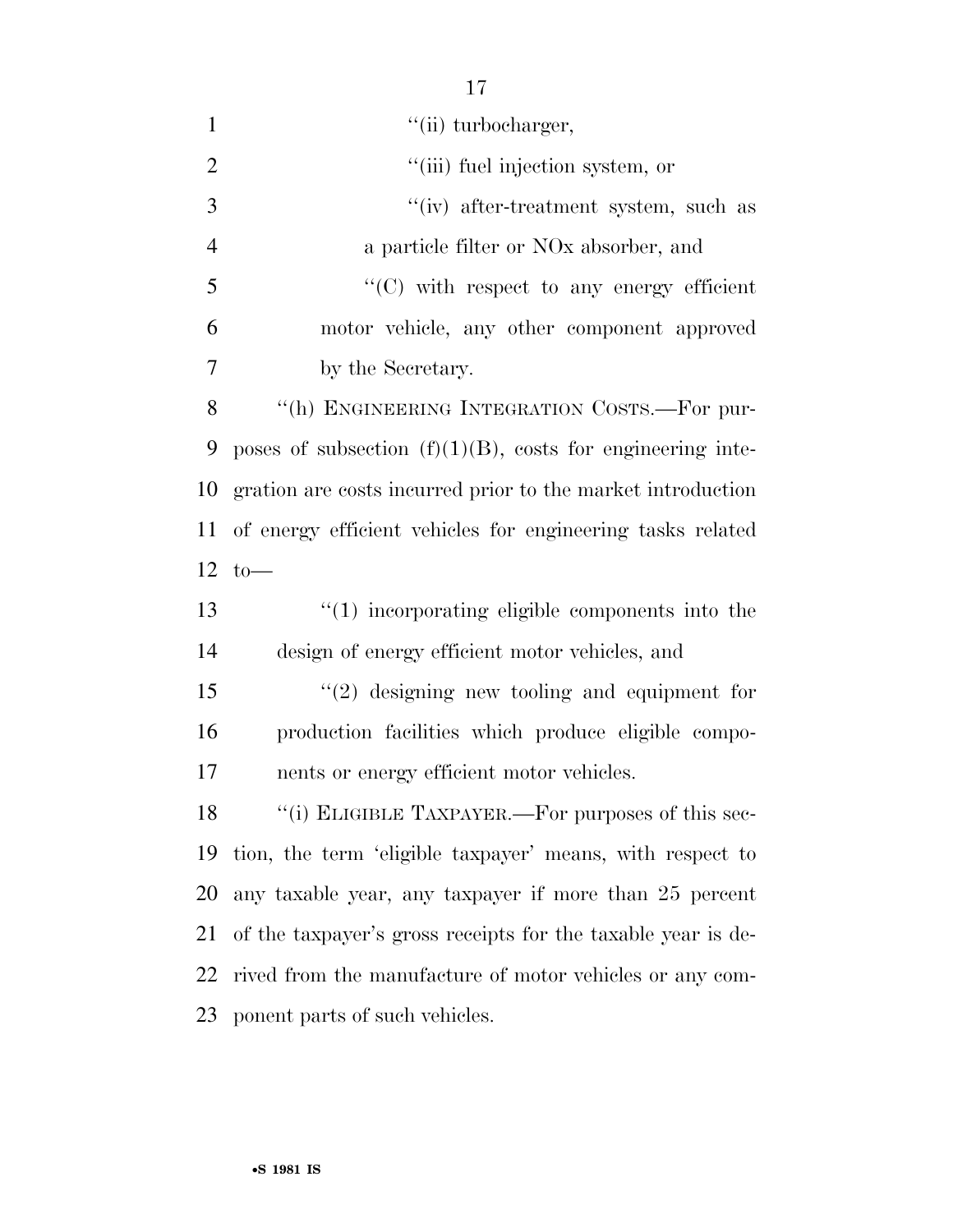"(ii) turbocharger,

"(iii) fuel injection system, or

"(iv) after-treatment system, such as a particle filter or NOx absorber, and

"(C) with respect to any energy efficient motor vehicle, any other component approved by the Secretary.

"(h) ENGINEERING INTEGRATION COSTS.—For purposes of subsection (f)(1)(B), costs for engineering integration are costs incurred prior to the market introduction of energy efficient vehicles for engineering tasks related to—

"(1) incorporating eligible components into the design of energy efficient motor vehicles, and

"(2) designing new tooling and equipment for production facilities which produce eligible components or energy efficient motor vehicles.

"(i) ELIGIBLE TAXPAYER.—For purposes of this section, the term 'eligible taxpayer' means, with respect to any taxable year, any taxpayer if more than 25 percent of the taxpayer's gross receipts for the taxable year is derived from the manufacture of motor vehicles or any component parts of such vehicles.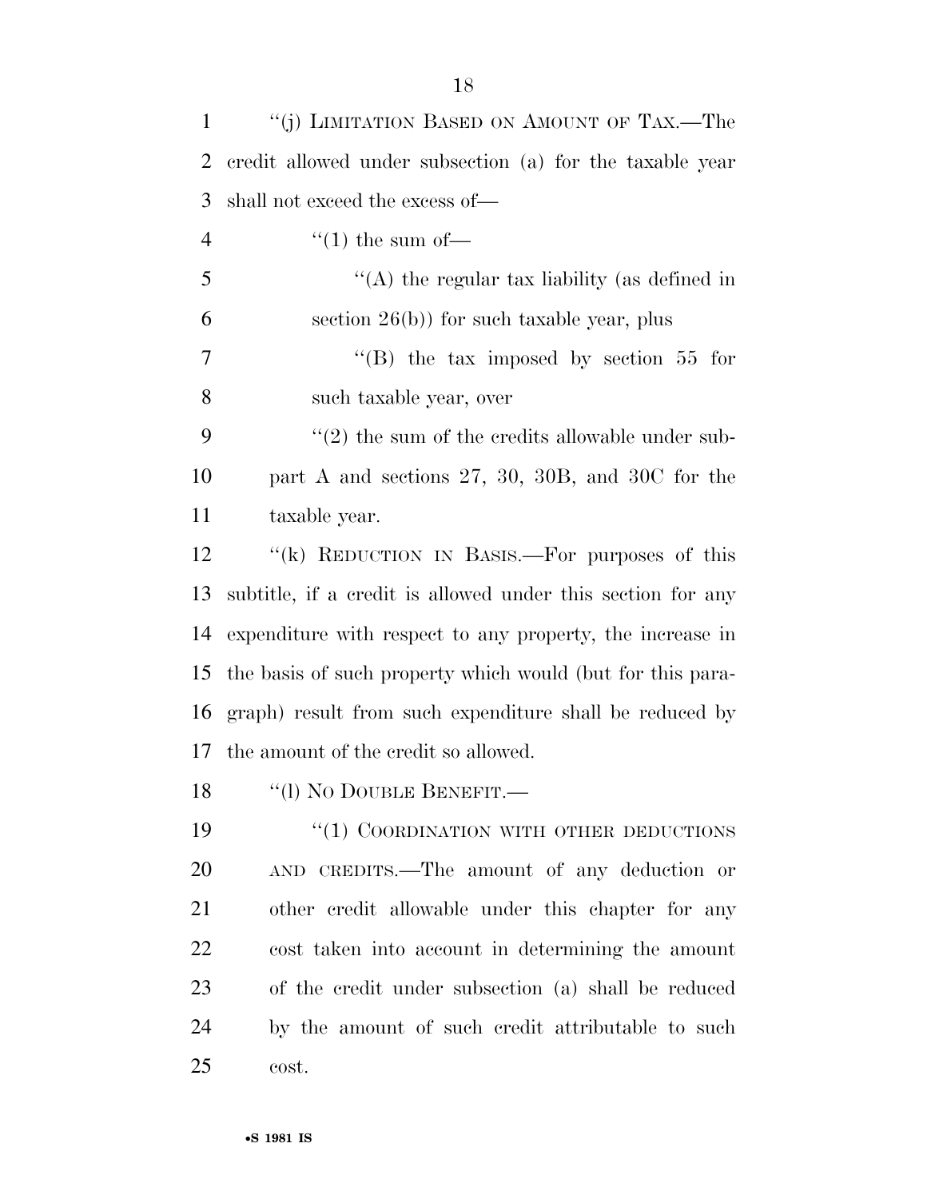"(j) LIMITATION BASED ON AMOUNT OF TAX.—The credit allowed under subsection (a) for the taxable year shall not exceed the excess of—

"(1) the sum of—

"(A) the regular tax liability (as defined in section 26(b)) for such taxable year, plus

"(B) the tax imposed by section 55 for such taxable year, over

"(2) the sum of the credits allowable under subpart A and sections 27, 30, 30B, and 30C for the taxable year.

"(k) REDUCTION IN BASIS.—For purposes of this subtitle, if a credit is allowed under this section for any expenditure with respect to any property, the increase in the basis of such property which would (but for this paragraph) result from such expenditure shall be reduced by the amount of the credit so allowed.

"(l) NO DOUBLE BENEFIT.—

"(1) COORDINATION WITH OTHER DEDUCTIONS AND CREDITS.—The amount of any deduction or other credit allowable under this chapter for any cost taken into account in determining the amount of the credit under subsection (a) shall be reduced by the amount of such credit attributable to such cost.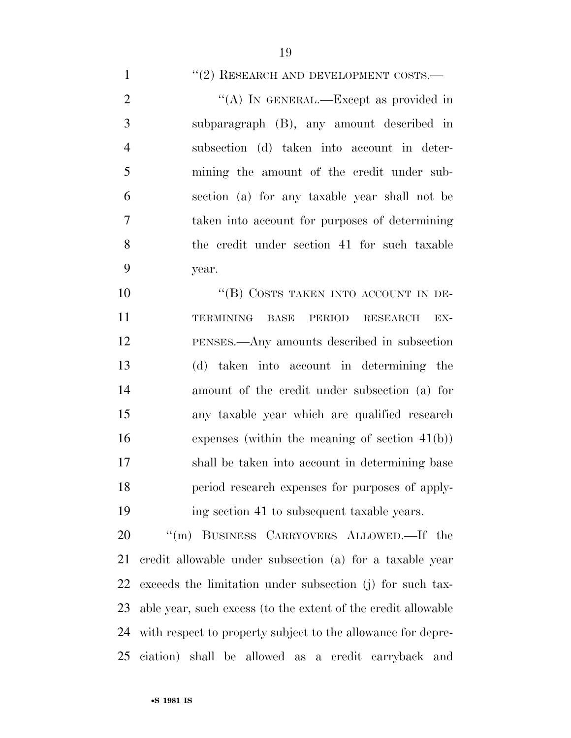"(2) RESEARCH AND DEVELOPMENT COSTS.—

"(A) IN GENERAL.—Except as provided in subparagraph (B), any amount described in subsection (d) taken into account in determining the amount of the credit under subsection (a) for any taxable year shall not be taken into account for purposes of determining the credit under section 41 for such taxable year.

"(B) COSTS TAKEN INTO ACCOUNT IN DETERMINING BASE PERIOD RESEARCH EXPENSES.—Any amounts described in subsection (d) taken into account in determining the amount of the credit under subsection (a) for any taxable year which are qualified research expenses (within the meaning of section 41(b)) shall be taken into account in determining base period research expenses for purposes of applying section 41 to subsequent taxable years.

"(m) BUSINESS CARRYOVERS ALLOWED.—If the credit allowable under subsection (a) for a taxable year exceeds the limitation under subsection (j) for such taxable year, such excess (to the extent of the credit allowable with respect to property subject to the allowance for depreciation) shall be allowed as a credit carryback and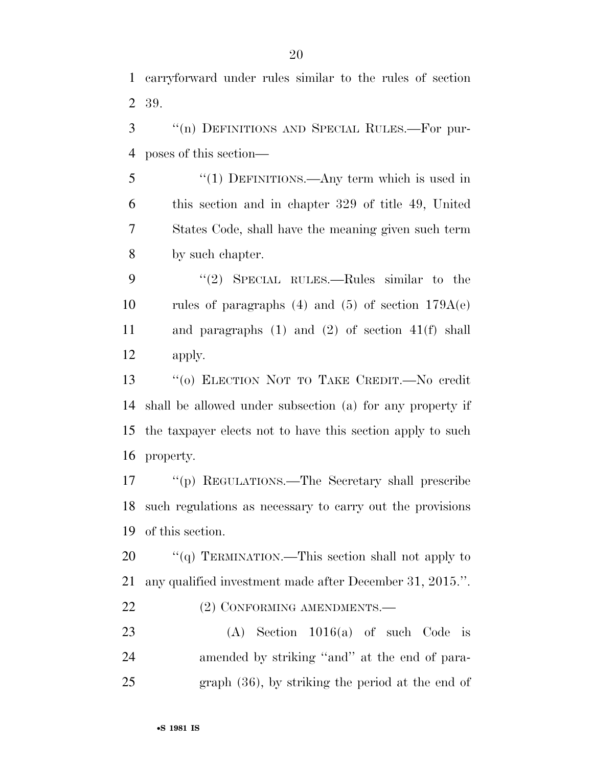carryforward under rules similar to the rules of section 39.

"(n) DEFINITIONS AND SPECIAL RULES.—For purposes of this section—

"(1) DEFINITIONS.—Any term which is used in this section and in chapter 329 of title 49, United States Code, shall have the meaning given such term by such chapter.

"(2) SPECIAL RULES.—Rules similar to the rules of paragraphs (4) and (5) of section 179A(e) and paragraphs (1) and (2) of section 41(f) shall apply.

"(o) ELECTION NOT TO TAKE CREDIT.—No credit shall be allowed under subsection (a) for any property if the taxpayer elects not to have this section apply to such property.

"(p) REGULATIONS.—The Secretary shall prescribe such regulations as necessary to carry out the provisions of this section.

"(q) TERMINATION.—This section shall not apply to any qualified investment made after December 31, 2015.".

(2) CONFORMING AMENDMENTS.—

(A) Section 1016(a) of such Code is amended by striking "and" at the end of paragraph (36), by striking the period at the end of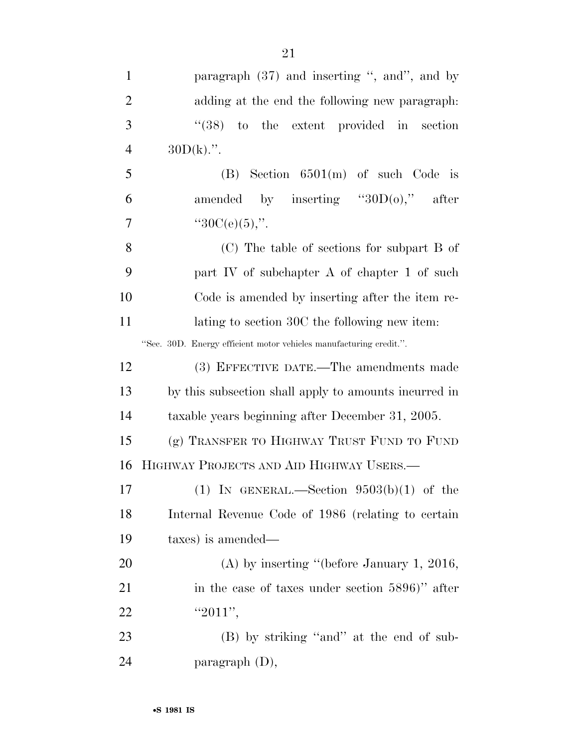paragraph (37) and inserting '', and'', and by adding at the end the following new paragraph:

''(38) to the extent provided in section 30D(k).''.

(B) Section 6501(m) of such Code is amended by inserting ''30D(o),'' after ''30C(e)(5),''.

(C) The table of sections for subpart B of part IV of subchapter A of chapter 1 of such Code is amended by inserting after the item relating to section 30C the following new item:

''Sec. 30D. Energy efficient motor vehicles manufacturing credit.''.

(3) EFFECTIVE DATE.—The amendments made by this subsection shall apply to amounts incurred in taxable years beginning after December 31, 2005.

(g) TRANSFER TO HIGHWAY TRUST FUND TO FUND HIGHWAY PROJECTS AND AID HIGHWAY USERS.—

(1) IN GENERAL.—Section 9503(b)(1) of the Internal Revenue Code of 1986 (relating to certain taxes) is amended—

(A) by inserting ''(before January 1, 2016, in the case of taxes under section 5896)'' after ''2011'',

(B) by striking ''and'' at the end of subparagraph (D),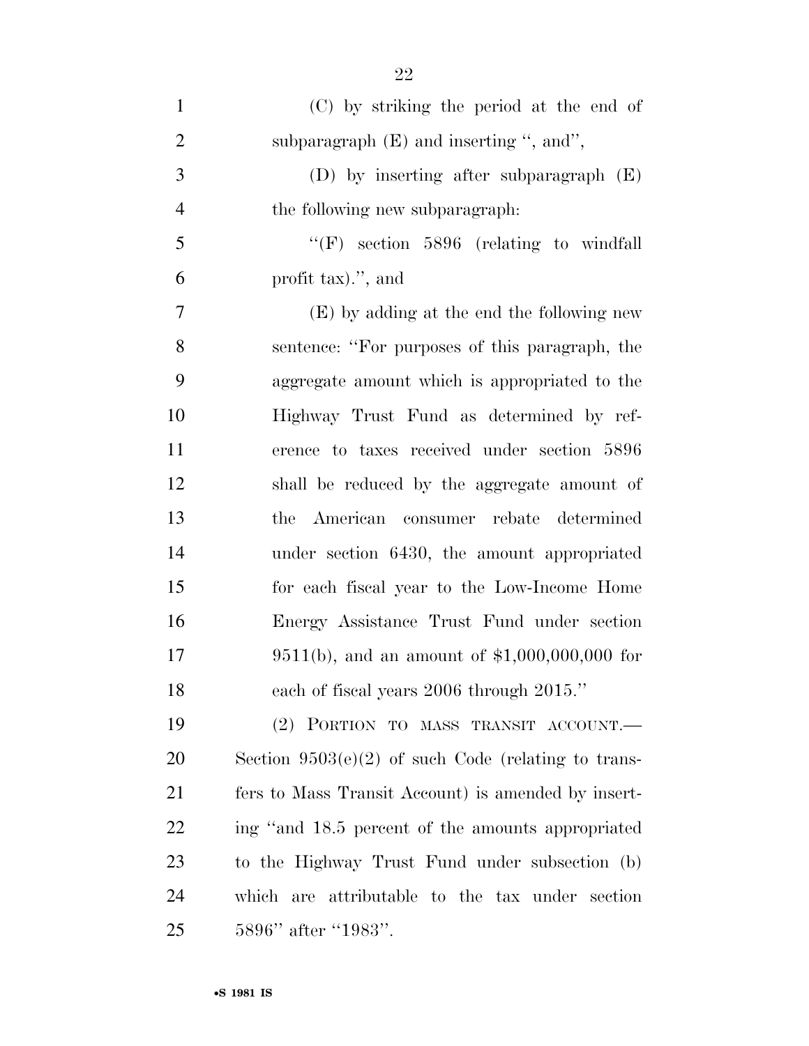(C) by striking the period at the end of subparagraph (E) and inserting ", and",

(D) by inserting after subparagraph (E) the following new subparagraph:

"(F) section 5896 (relating to windfall profit tax).", and

(E) by adding at the end the following new sentence: "For purposes of this paragraph, the aggregate amount which is appropriated to the Highway Trust Fund as determined by reference to taxes received under section 5896 shall be reduced by the aggregate amount of the American consumer rebate determined under section 6430, the amount appropriated for each fiscal year to the Low-Income Home Energy Assistance Trust Fund under section 9511(b), and an amount of $1,000,000,000 for each of fiscal years 2006 through 2015."

(2) PORTION TO MASS TRANSIT ACCOUNT.—Section 9503(e)(2) of such Code (relating to transfers to Mass Transit Account) is amended by inserting "and 18.5 percent of the amounts appropriated to the Highway Trust Fund under subsection (b) which are attributable to the tax under section 5896" after "1983".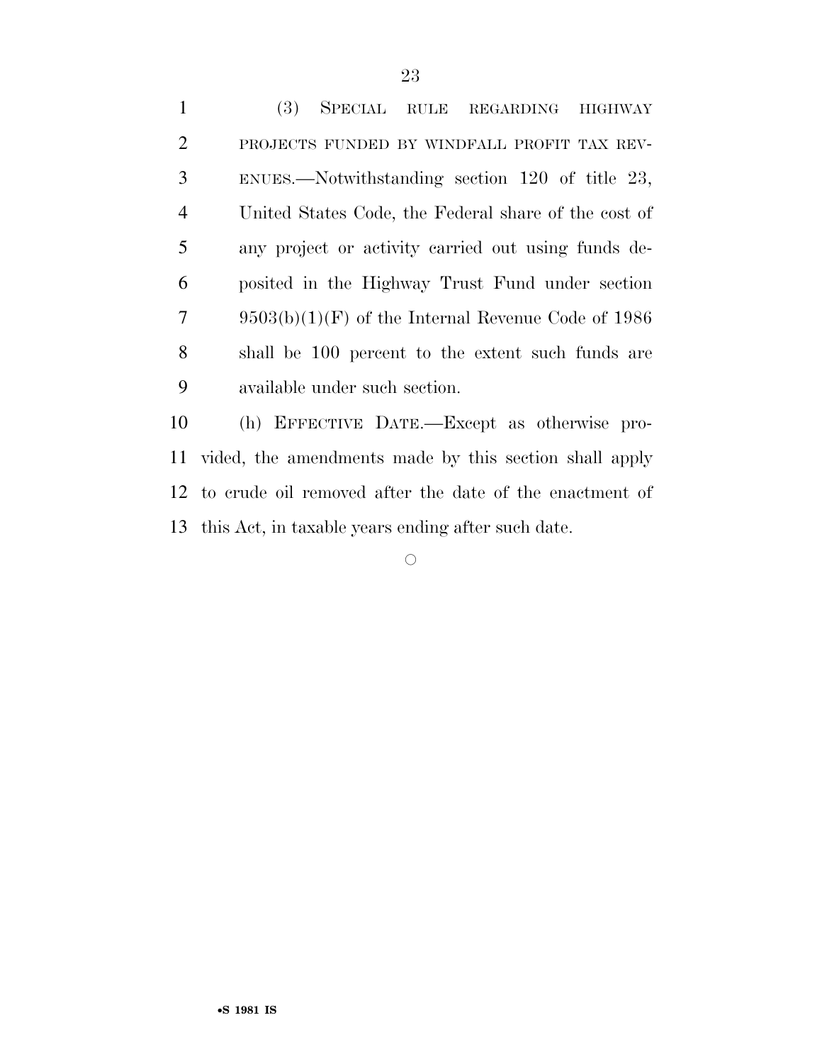(3) SPECIAL RULE REGARDING HIGHWAY PROJECTS FUNDED BY WINDFALL PROFIT TAX REVENUES.—Notwithstanding section 120 of title 23, United States Code, the Federal share of the cost of any project or activity carried out using funds deposited in the Highway Trust Fund under section 9503(b)(1)(F) of the Internal Revenue Code of 1986 shall be 100 percent to the extent such funds are available under such section.

(h) EFFECTIVE DATE.—Except as otherwise provided, the amendments made by this section shall apply to crude oil removed after the date of the enactment of this Act, in taxable years ending after such date.

○